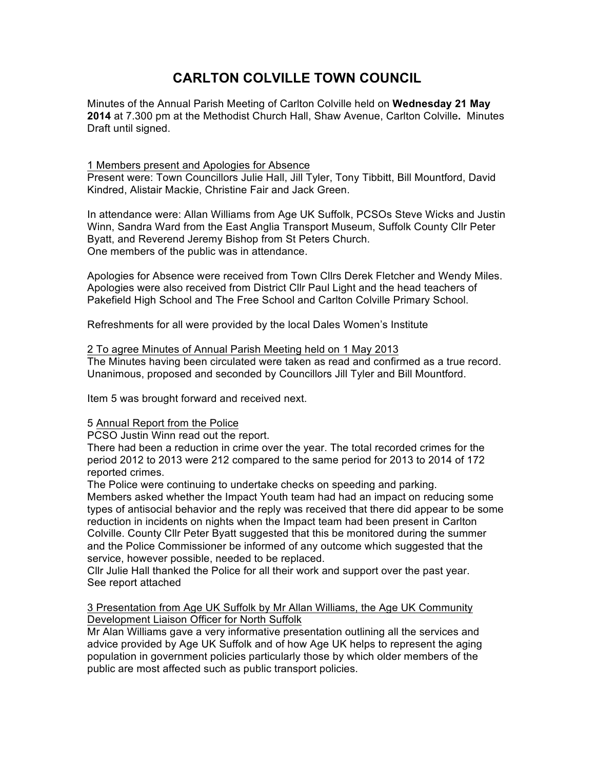# CARLTON COLVILLE TOWN COUNCIL

Minutes of the Annual Parish Meeting of Carlton Colville held on **Wednesday 21 May 2014** at 7.300 pm at the Methodist Church Hall, Shaw Avenue, Carlton Colville**.** Minutes Draft until signed.

<u>1 Members present and Apologies for Absence</u>

Present were: Town Councillors Julie Hall, Jill Tyler, Tony Tibbitt, Bill Mountford, David Kindred, Alistair Mackie, Christine Fair and Jack Green.

In attendance were: Allan Williams from Age UK Suffolk, PCSOs Steve Wicks and Justin Winn, Sandra Ward from the East Anglia Transport Museum, Suffolk County Cllr Peter Byatt, and Reverend Jeremy Bishop from St Peters Church.
One members of the public was in attendance.

Apologies for Absence were received from Town Cllrs Derek Fletcher and Wendy Miles. Apologies were also received from District Cllr Paul Light and the head teachers of Pakefield High School and The Free School and Carlton Colville Primary School.

Refreshments for all were provided by the local Dales Women's Institute

<u>2 To agree Minutes of Annual Parish Meeting held on 1 May 2013</u>

The Minutes having been circulated were taken as read and confirmed as a true record. Unanimous, proposed and seconded by Councillors Jill Tyler and Bill Mountford.

Item 5 was brought forward and received next.

5 <u>Annual Report from the Police</u>

PCSO Justin Winn read out the report.
There had been a reduction in crime over the year. The total recorded crimes for the period 2012 to 2013 were 212 compared to the same period for 2013 to 2014 of 172 reported crimes.
The Police were continuing to undertake checks on speeding and parking.
Members asked whether the Impact Youth team had had an impact on reducing some types of antisocial behavior and the reply was received that there did appear to be some reduction in incidents on nights when the Impact team had been present in Carlton Colville. County Cllr Peter Byatt suggested that this be monitored during the summer and the Police Commissioner be informed of any outcome which suggested that the service, however possible, needed to be replaced.
Cllr Julie Hall thanked the Police for all their work and support over the past year.
See report attached

<u>3 Presentation from Age UK Suffolk by Mr Allan Williams, the Age UK Community Development Liaison Officer for North Suffolk</u>

Mr Alan Williams gave a very informative presentation outlining all the services and advice provided by Age UK Suffolk and of how Age UK helps to represent the aging population in government policies particularly those by which older members of the public are most affected such as public transport policies.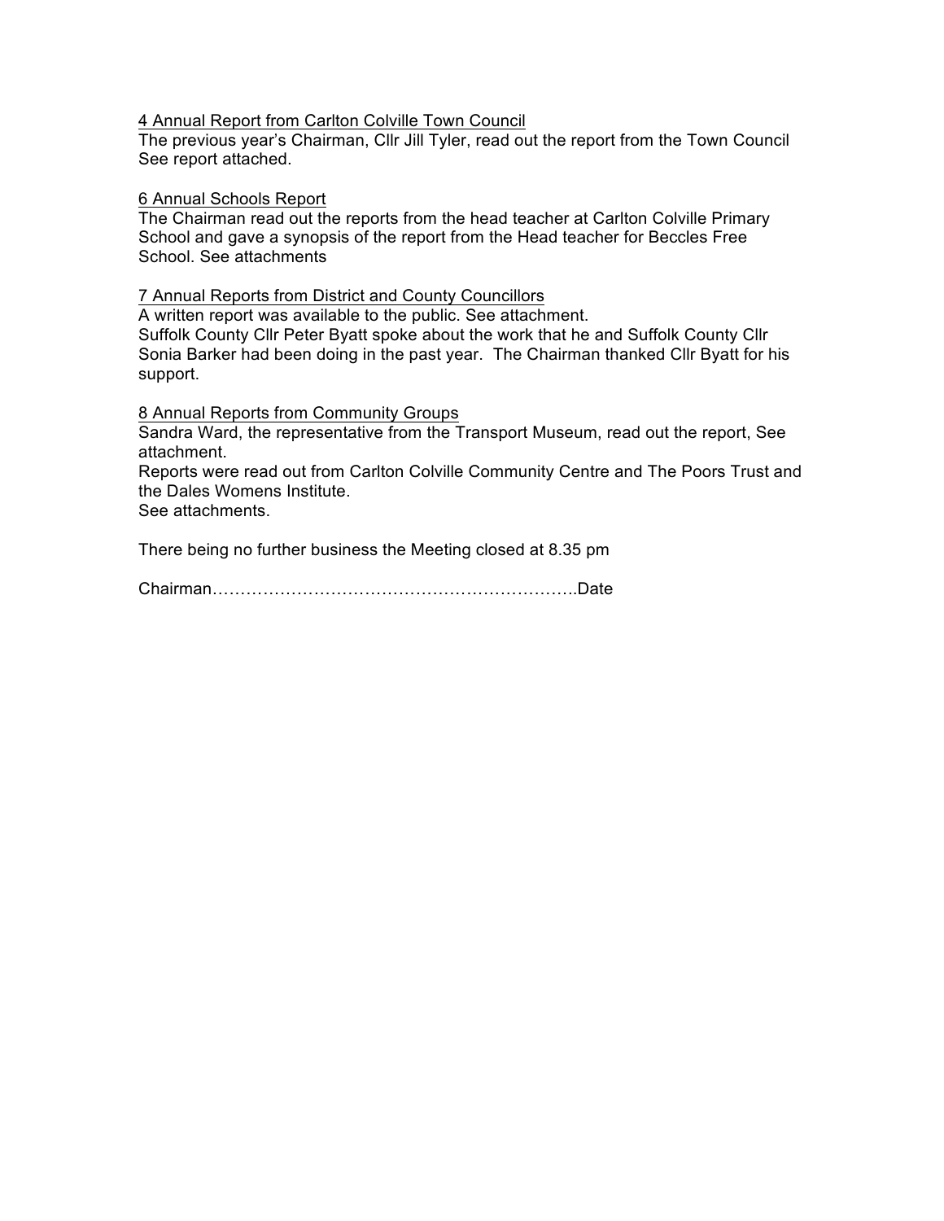<u>4 Annual Report from Carlton Colville Town Council</u>

The previous year's Chairman, Cllr Jill Tyler, read out the report from the Town Council See report attached.

<u>6 Annual Schools Report</u>

The Chairman read out the reports from the head teacher at Carlton Colville Primary School and gave a synopsis of the report from the Head teacher for Beccles Free School. See attachments

<u>7 Annual Reports from District and County Councillors</u>

A written report was available to the public. See attachment.
Suffolk County Cllr Peter Byatt spoke about the work that he and Suffolk County Cllr Sonia Barker had been doing in the past year. The Chairman thanked Cllr Byatt for his support.

<u>8 Annual Reports from Community Groups</u>

Sandra Ward, the representative from the Transport Museum, read out the report, See attachment.
Reports were read out from Carlton Colville Community Centre and The Poors Trust and the Dales Womens Institute.
See attachments.

There being no further business the Meeting closed at 8.35 pm

Chairman………………………………………………………..Date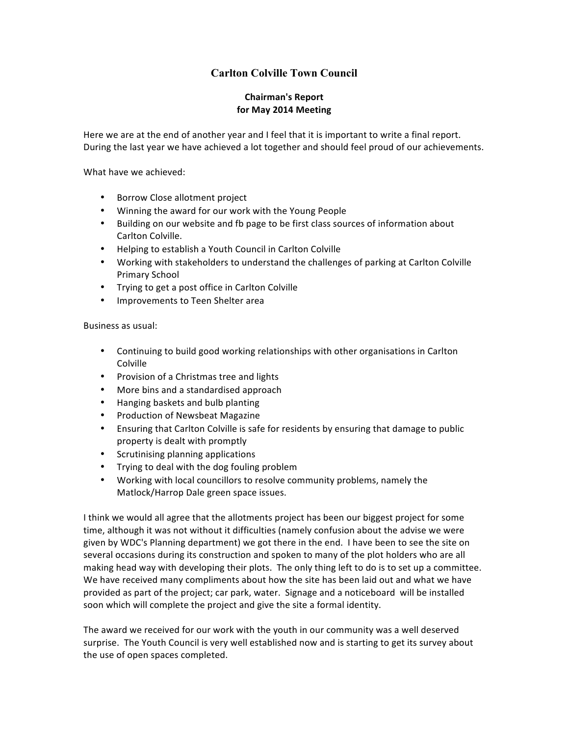# Carlton Colville Town Council

## Chairman's Report
## for May 2014 Meeting

Here we are at the end of another year and I feel that it is important to write a final report. During the last year we have achieved a lot together and should feel proud of our achievements.

What have we achieved:

- Borrow Close allotment project
- Winning the award for our work with the Young People
- Building on our website and fb page to be first class sources of information about Carlton Colville.
- Helping to establish a Youth Council in Carlton Colville
- Working with stakeholders to understand the challenges of parking at Carlton Colville Primary School
- Trying to get a post office in Carlton Colville
- Improvements to Teen Shelter area

Business as usual:

- Continuing to build good working relationships with other organisations in Carlton Colville
- Provision of a Christmas tree and lights
- More bins and a standardised approach
- Hanging baskets and bulb planting
- Production of Newsbeat Magazine
- Ensuring that Carlton Colville is safe for residents by ensuring that damage to public property is dealt with promptly
- Scrutinising planning applications
- Trying to deal with the dog fouling problem
- Working with local councillors to resolve community problems, namely the Matlock/Harrop Dale green space issues.

I think we would all agree that the allotments project has been our biggest project for some time, although it was not without it difficulties (namely confusion about the advise we were given by WDC's Planning department) we got there in the end. I have been to see the site on several occasions during its construction and spoken to many of the plot holders who are all making head way with developing their plots. The only thing left to do is to set up a committee. We have received many compliments about how the site has been laid out and what we have provided as part of the project; car park, water. Signage and a noticeboard will be installed soon which will complete the project and give the site a formal identity.

The award we received for our work with the youth in our community was a well deserved surprise. The Youth Council is very well established now and is starting to get its survey about the use of open spaces completed.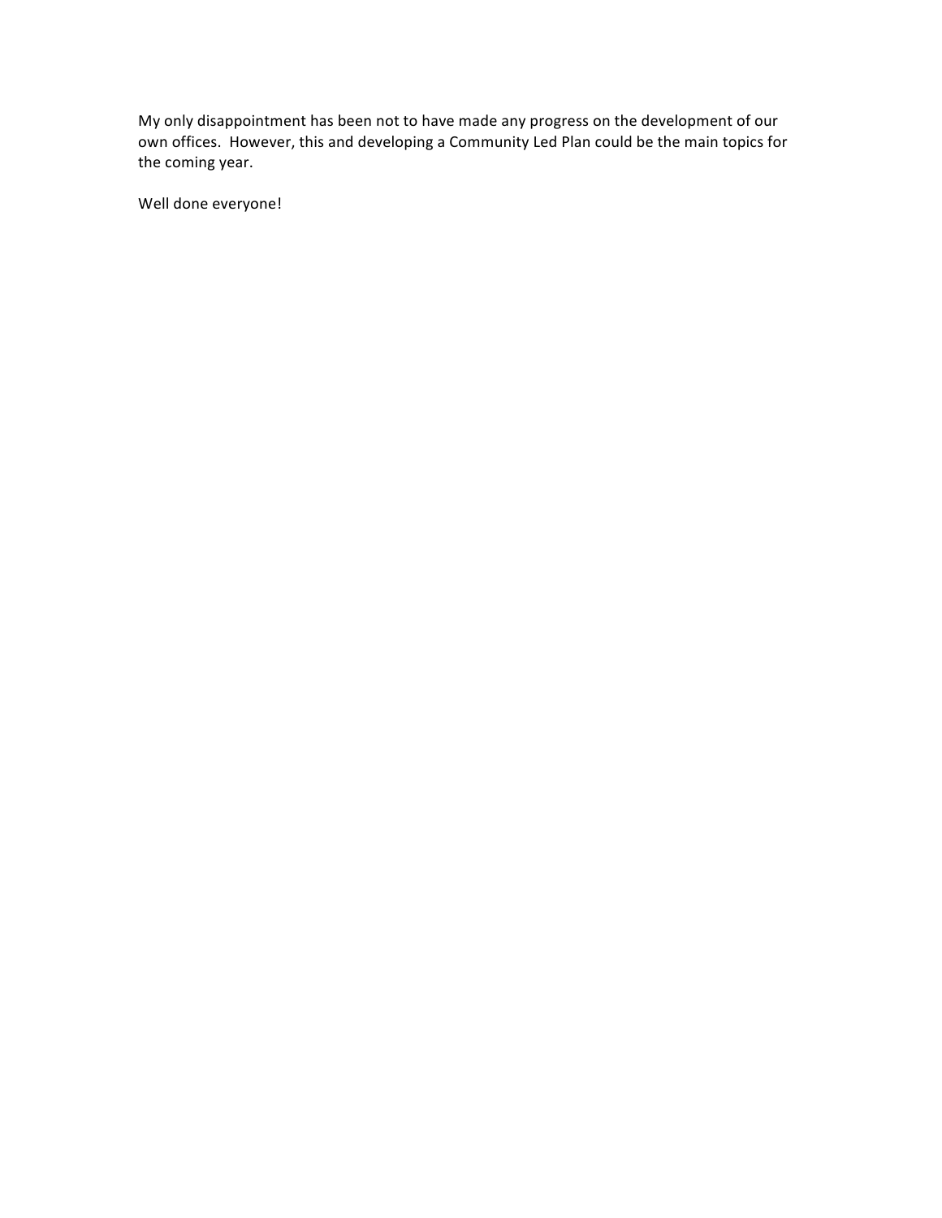My only disappointment has been not to have made any progress on the development of our own offices. However, this and developing a Community Led Plan could be the main topics for the coming year.

Well done everyone!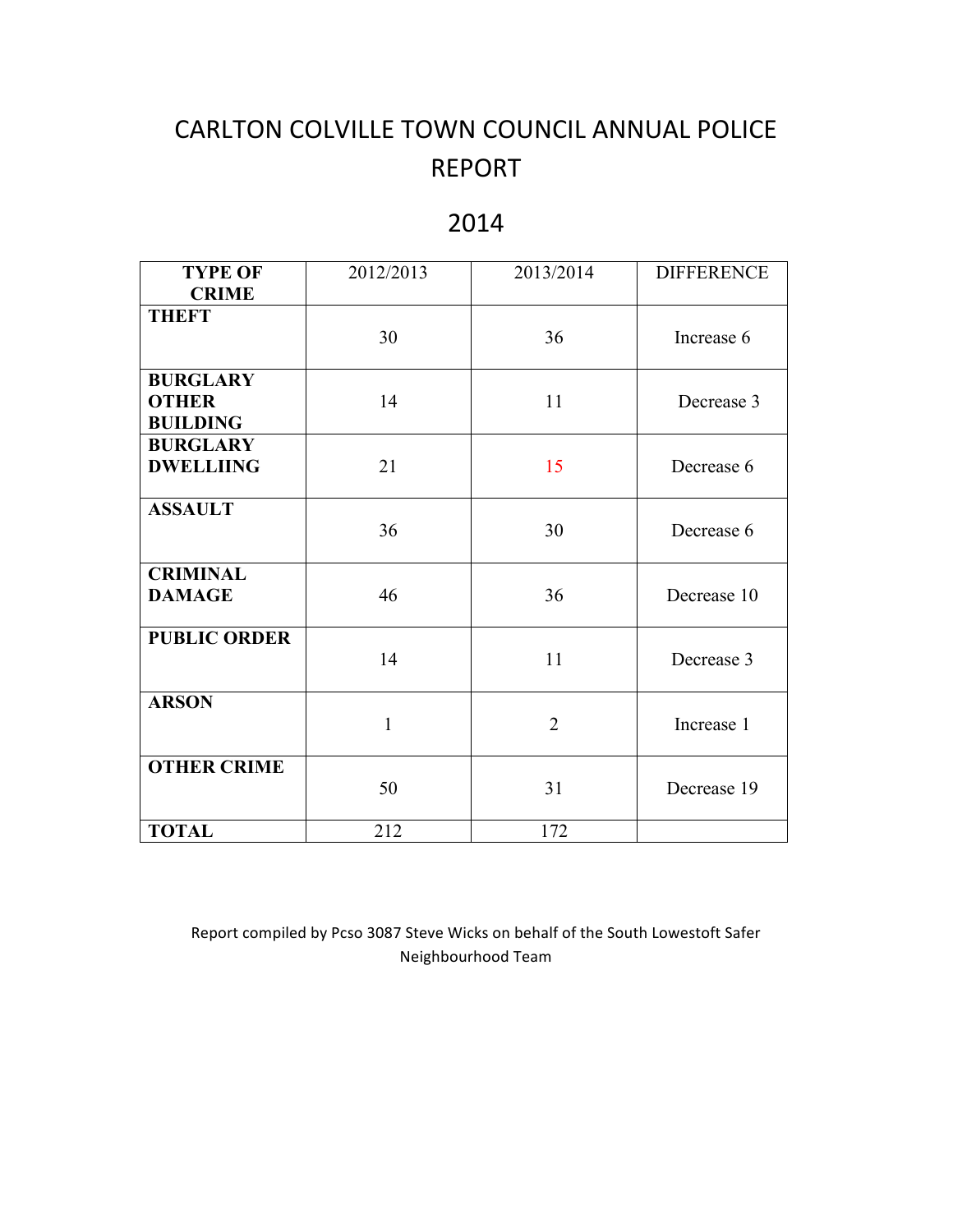# CARLTON COLVILLE TOWN COUNCIL ANNUAL POLICE REPORT

## 2014

| TYPE OF CRIME | 2012/2013 | 2013/2014 | DIFFERENCE |
|---|---|---|---|
| **THEFT** | 30 | 36 | Increase 6 |
| **BURGLARY OTHER BUILDING** | 14 | 11 | Decrease 3 |
| **BURGLARY DWELLIING** | 21 | 15 | Decrease 6 |
| **ASSAULT** | 36 | 30 | Decrease 6 |
| **CRIMINAL DAMAGE** | 46 | 36 | Decrease 10 |
| **PUBLIC ORDER** | 14 | 11 | Decrease 3 |
| **ARSON** | 1 | 2 | Increase 1 |
| **OTHER CRIME** | 50 | 31 | Decrease 19 |
| **TOTAL** | 212 | 172 | |

Report compiled by Pcso 3087 Steve Wicks on behalf of the South Lowestoft Safer Neighbourhood Team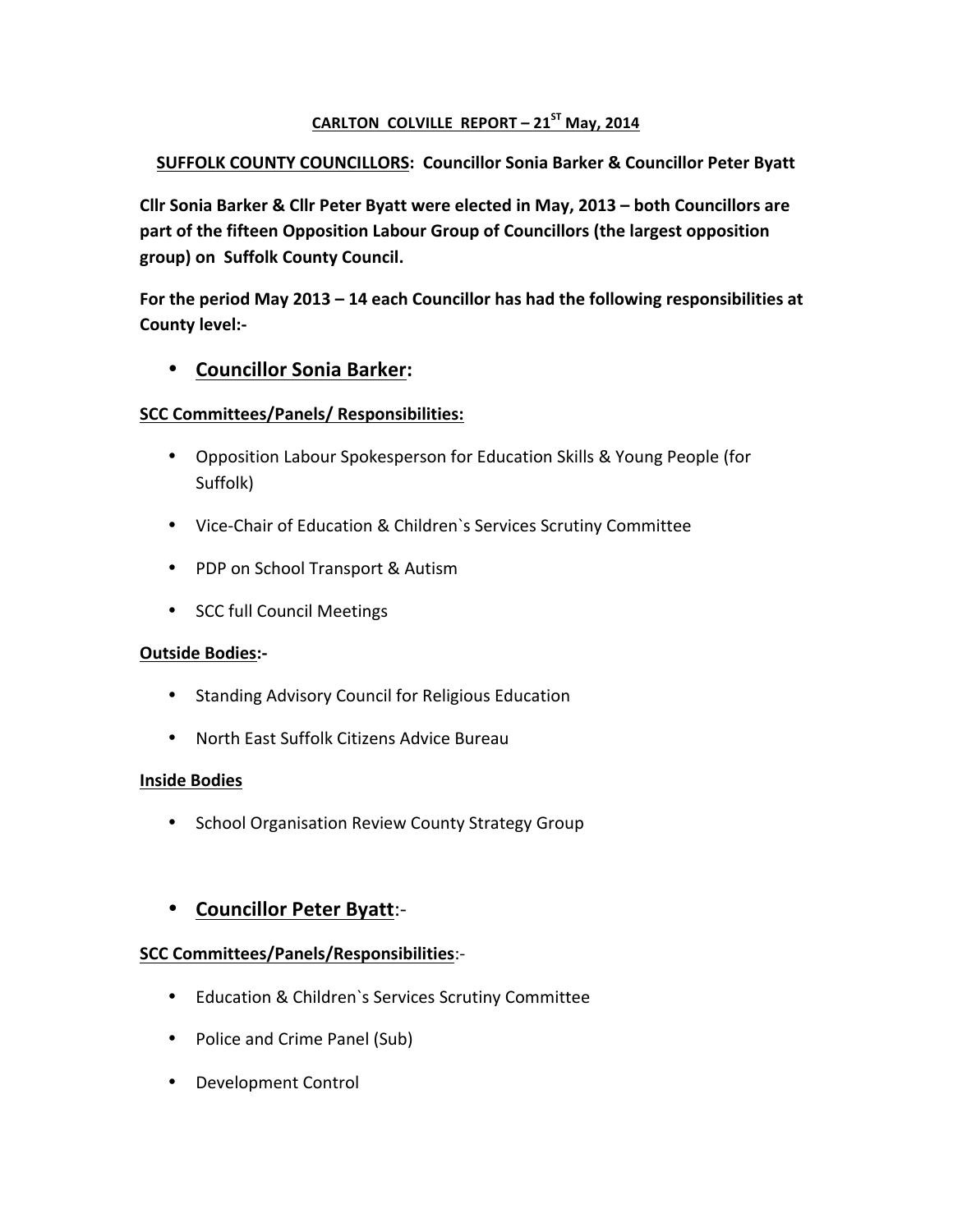**CARLTON COLVILLE REPORT – 21ST May, 2014**

**SUFFOLK COUNTY COUNCILLORS: Councillor Sonia Barker & Councillor Peter Byatt**

**Cllr Sonia Barker & Cllr Peter Byatt were elected in May, 2013 – both Councillors are part of the fifteen Opposition Labour Group of Councillors (the largest opposition group) on Suffolk County Council.**

**For the period May 2013 – 14 each Councillor has had the following responsibilities at County level:-**

- **Councillor Sonia Barker:**

**SCC Committees/Panels/ Responsibilities:**

- Opposition Labour Spokesperson for Education Skills & Young People (for Suffolk)
- Vice-Chair of Education & Children`s Services Scrutiny Committee
- PDP on School Transport & Autism
- SCC full Council Meetings

**Outside Bodies:-**

- Standing Advisory Council for Religious Education
- North East Suffolk Citizens Advice Bureau

**Inside Bodies**

- School Organisation Review County Strategy Group

- **Councillor Peter Byatt**:-

**SCC Committees/Panels/Responsibilities**:-

- Education & Children`s Services Scrutiny Committee
- Police and Crime Panel (Sub)
- Development Control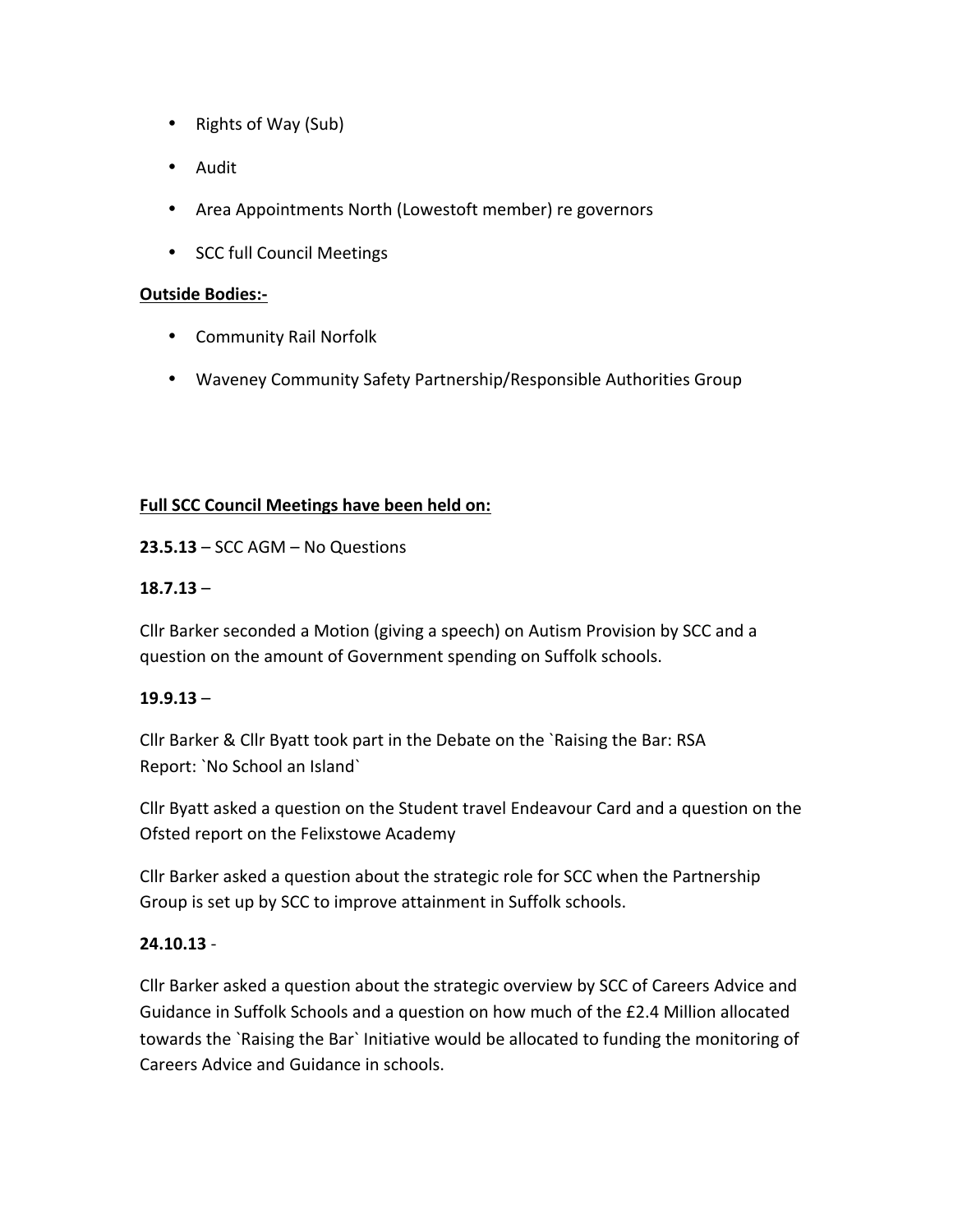- Rights of Way (Sub)
- Audit
- Area Appointments North (Lowestoft member) re governors
- SCC full Council Meetings

**<u>Outside Bodies:-</u>**

- Community Rail Norfolk
- Waveney Community Safety Partnership/Responsible Authorities Group

**<u>Full SCC Council Meetings have been held on:</u>**

**23.5.13** – SCC AGM – No Questions

**18.7.13** –

Cllr Barker seconded a Motion (giving a speech) on Autism Provision by SCC and a question on the amount of Government spending on Suffolk schools.

**19.9.13** –

Cllr Barker & Cllr Byatt took part in the Debate on the `Raising the Bar: RSA Report: `No School an Island`

Cllr Byatt asked a question on the Student travel Endeavour Card and a question on the Ofsted report on the Felixstowe Academy

Cllr Barker asked a question about the strategic role for SCC when the Partnership Group is set up by SCC to improve attainment in Suffolk schools.

**24.10.13** -

Cllr Barker asked a question about the strategic overview by SCC of Careers Advice and Guidance in Suffolk Schools and a question on how much of the £2.4 Million allocated towards the `Raising the Bar` Initiative would be allocated to funding the monitoring of Careers Advice and Guidance in schools.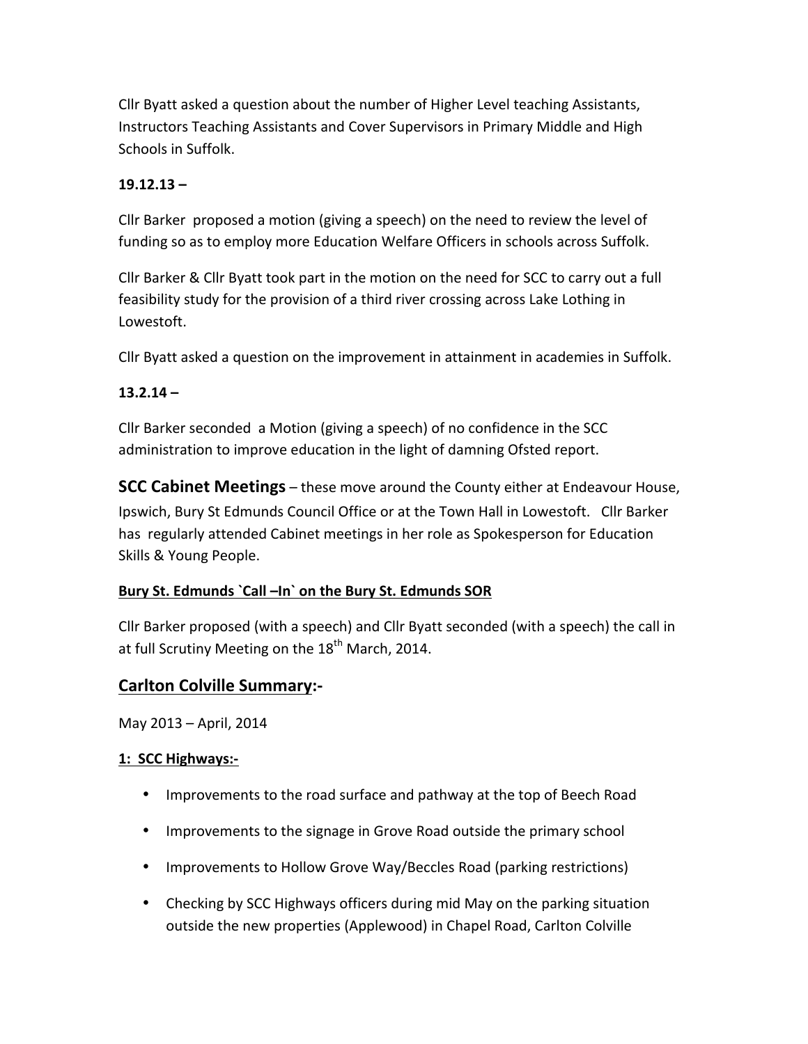Cllr Byatt asked a question about the number of Higher Level teaching Assistants, Instructors Teaching Assistants and Cover Supervisors in Primary Middle and High Schools in Suffolk.

**19.12.13 –**

Cllr Barker proposed a motion (giving a speech) on the need to review the level of funding so as to employ more Education Welfare Officers in schools across Suffolk.

Cllr Barker & Cllr Byatt took part in the motion on the need for SCC to carry out a full feasibility study for the provision of a third river crossing across Lake Lothing in Lowestoft.

Cllr Byatt asked a question on the improvement in attainment in academies in Suffolk.

**13.2.14 –**

Cllr Barker seconded a Motion (giving a speech) of no confidence in the SCC administration to improve education in the light of damning Ofsted report.

**SCC Cabinet Meetings** – these move around the County either at Endeavour House, Ipswich, Bury St Edmunds Council Office or at the Town Hall in Lowestoft. Cllr Barker has regularly attended Cabinet meetings in her role as Spokesperson for Education Skills & Young People.

**Bury St. Edmunds `Call –In` on the Bury St. Edmunds SOR**

Cllr Barker proposed (with a speech) and Cllr Byatt seconded (with a speech) the call in at full Scrutiny Meeting on the 18th March, 2014.

## Carlton Colville Summary:-

May 2013 – April, 2014

**1: SCC Highways:-**

- Improvements to the road surface and pathway at the top of Beech Road
- Improvements to the signage in Grove Road outside the primary school
- Improvements to Hollow Grove Way/Beccles Road (parking restrictions)
- Checking by SCC Highways officers during mid May on the parking situation outside the new properties (Applewood) in Chapel Road, Carlton Colville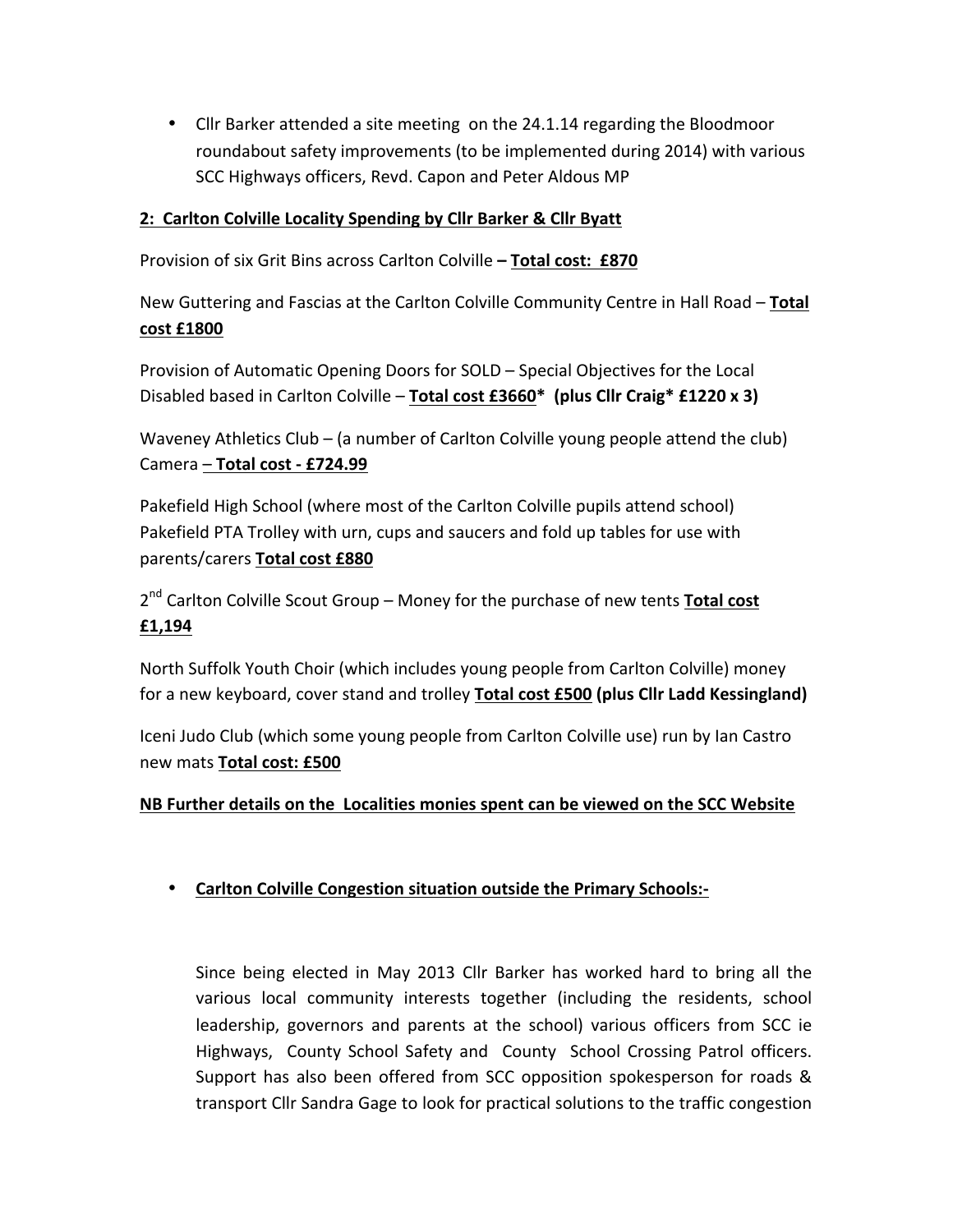- Cllr Barker attended a site meeting on the 24.1.14 regarding the Bloodmoor roundabout safety improvements (to be implemented during 2014) with various SCC Highways officers, Revd. Capon and Peter Aldous MP

**2: Carlton Colville Locality Spending by Cllr Barker & Cllr Byatt**

Provision of six Grit Bins across Carlton Colville **– Total cost: £870**

New Guttering and Fascias at the Carlton Colville Community Centre in Hall Road – **Total cost £1800**

Provision of Automatic Opening Doors for SOLD – Special Objectives for the Local Disabled based in Carlton Colville – **Total cost £3660* (plus Cllr Craig* £1220 x 3)**

Waveney Athletics Club – (a number of Carlton Colville young people attend the club) Camera **– Total cost - £724.99**

Pakefield High School (where most of the Carlton Colville pupils attend school) Pakefield PTA Trolley with urn, cups and saucers and fold up tables for use with parents/carers **Total cost £880**

2nd Carlton Colville Scout Group – Money for the purchase of new tents **Total cost £1,194**

North Suffolk Youth Choir (which includes young people from Carlton Colville) money for a new keyboard, cover stand and trolley **Total cost £500 (plus Cllr Ladd Kessingland)**

Iceni Judo Club (which some young people from Carlton Colville use) run by Ian Castro new mats **Total cost: £500**

**NB Further details on the Localities monies spent can be viewed on the SCC Website**

- **Carlton Colville Congestion situation outside the Primary Schools:-**

  Since being elected in May 2013 Cllr Barker has worked hard to bring all the various local community interests together (including the residents, school leadership, governors and parents at the school) various officers from SCC ie Highways, County School Safety and County School Crossing Patrol officers. Support has also been offered from SCC opposition spokesperson for roads & transport Cllr Sandra Gage to look for practical solutions to the traffic congestion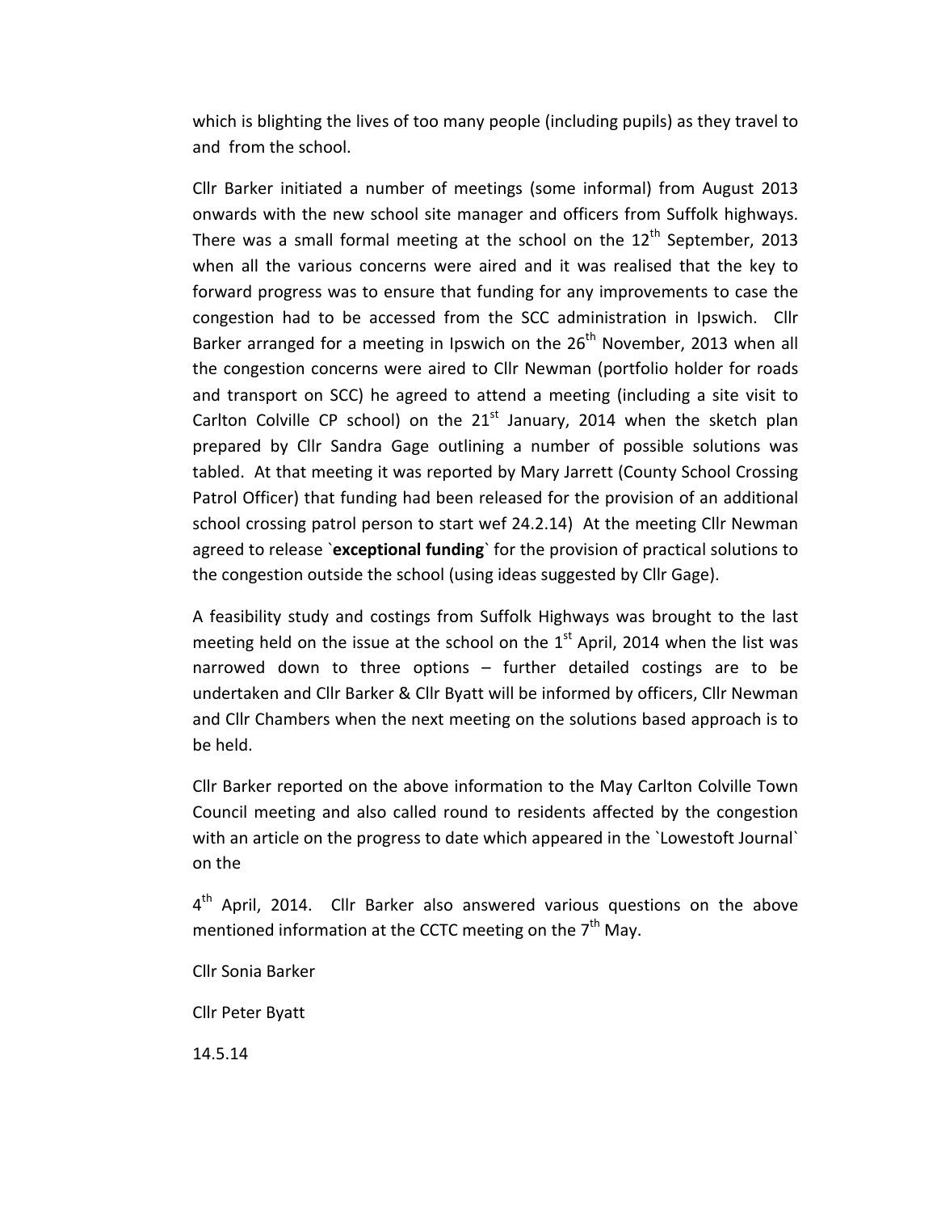which is blighting the lives of too many people (including pupils) as they travel to and from the school.

Cllr Barker initiated a number of meetings (some informal) from August 2013 onwards with the new school site manager and officers from Suffolk highways. There was a small formal meeting at the school on the 12th September, 2013 when all the various concerns were aired and it was realised that the key to forward progress was to ensure that funding for any improvements to case the congestion had to be accessed from the SCC administration in Ipswich. Cllr Barker arranged for a meeting in Ipswich on the 26th November, 2013 when all the congestion concerns were aired to Cllr Newman (portfolio holder for roads and transport on SCC) he agreed to attend a meeting (including a site visit to Carlton Colville CP school) on the 21st January, 2014 when the sketch plan prepared by Cllr Sandra Gage outlining a number of possible solutions was tabled. At that meeting it was reported by Mary Jarrett (County School Crossing Patrol Officer) that funding had been released for the provision of an additional school crossing patrol person to start wef 24.2.14) At the meeting Cllr Newman agreed to release `**exceptional funding**` for the provision of practical solutions to the congestion outside the school (using ideas suggested by Cllr Gage).

A feasibility study and costings from Suffolk Highways was brought to the last meeting held on the issue at the school on the 1st April, 2014 when the list was narrowed down to three options – further detailed costings are to be undertaken and Cllr Barker & Cllr Byatt will be informed by officers, Cllr Newman and Cllr Chambers when the next meeting on the solutions based approach is to be held.

Cllr Barker reported on the above information to the May Carlton Colville Town Council meeting and also called round to residents affected by the congestion with an article on the progress to date which appeared in the `Lowestoft Journal` on the

4th April, 2014. Cllr Barker also answered various questions on the above mentioned information at the CCTC meeting on the 7th May.

Cllr Sonia Barker

Cllr Peter Byatt

14.5.14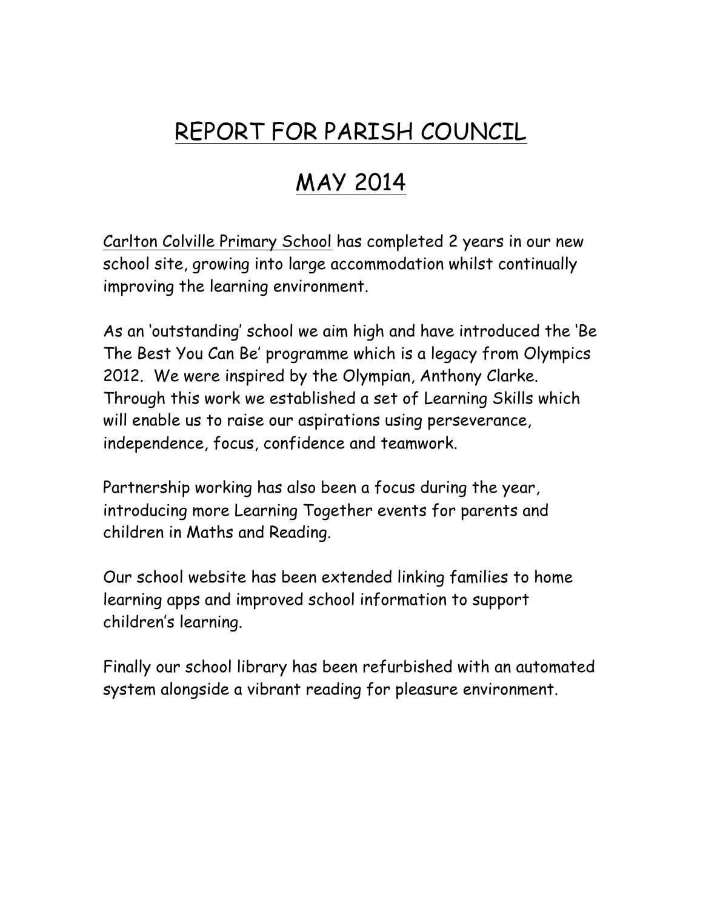# REPORT FOR PARISH COUNCIL

# MAY 2014

Carlton Colville Primary School has completed 2 years in our new school site, growing into large accommodation whilst continually improving the learning environment.

As an 'outstanding' school we aim high and have introduced the 'Be The Best You Can Be' programme which is a legacy from Olympics 2012. We were inspired by the Olympian, Anthony Clarke. Through this work we established a set of Learning Skills which will enable us to raise our aspirations using perseverance, independence, focus, confidence and teamwork.

Partnership working has also been a focus during the year, introducing more Learning Together events for parents and children in Maths and Reading.

Our school website has been extended linking families to home learning apps and improved school information to support children's learning.

Finally our school library has been refurbished with an automated system alongside a vibrant reading for pleasure environment.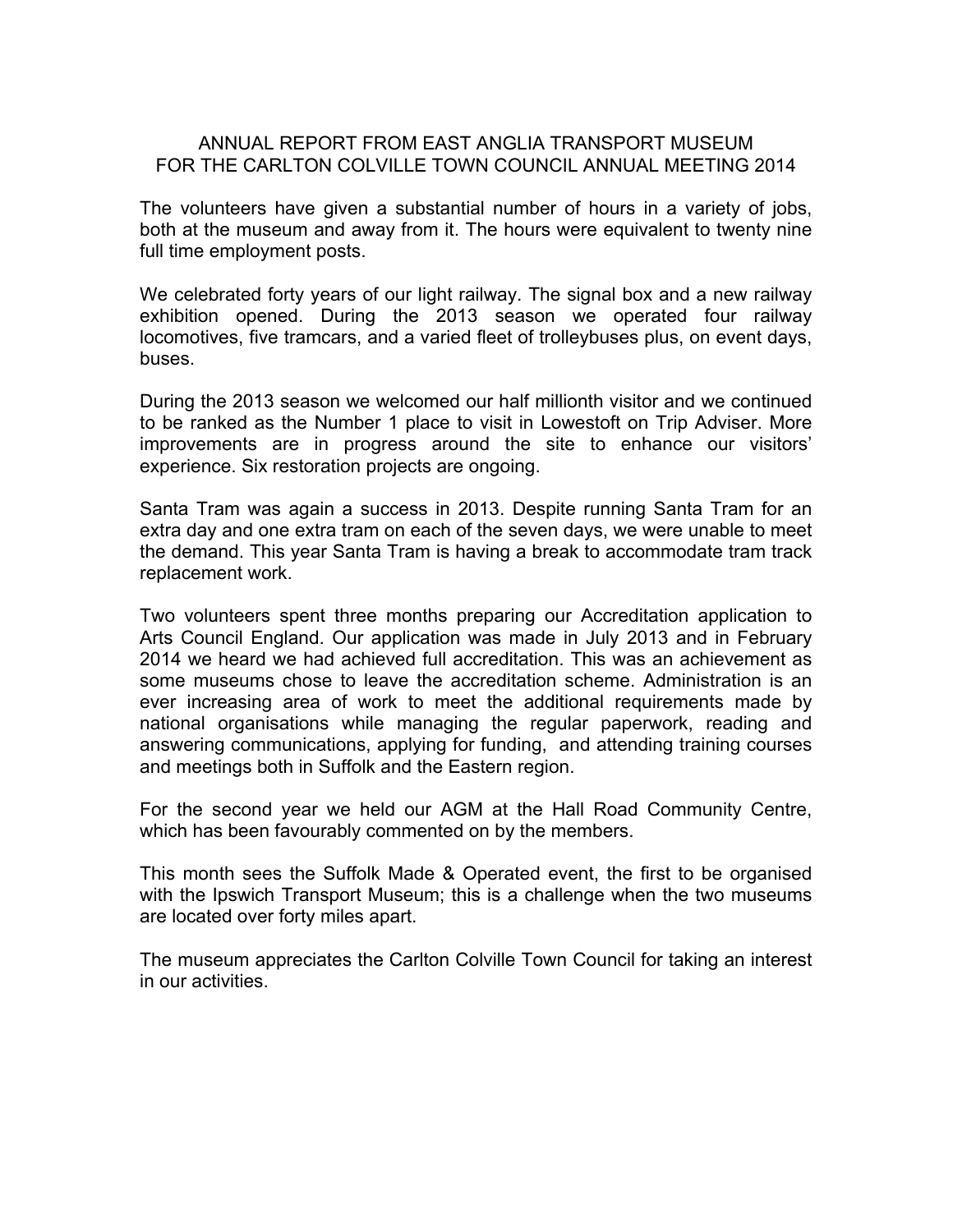# ANNUAL REPORT FROM EAST ANGLIA TRANSPORT MUSEUM FOR THE CARLTON COLVILLE TOWN COUNCIL ANNUAL MEETING 2014

The volunteers have given a substantial number of hours in a variety of jobs, both at the museum and away from it. The hours were equivalent to twenty nine full time employment posts.

We celebrated forty years of our light railway. The signal box and a new railway exhibition opened. During the 2013 season we operated four railway locomotives, five tramcars, and a varied fleet of trolleybuses plus, on event days, buses.

During the 2013 season we welcomed our half millionth visitor and we continued to be ranked as the Number 1 place to visit in Lowestoft on Trip Adviser. More improvements are in progress around the site to enhance our visitors' experience. Six restoration projects are ongoing.

Santa Tram was again a success in 2013. Despite running Santa Tram for an extra day and one extra tram on each of the seven days, we were unable to meet the demand. This year Santa Tram is having a break to accommodate tram track replacement work.

Two volunteers spent three months preparing our Accreditation application to Arts Council England. Our application was made in July 2013 and in February 2014 we heard we had achieved full accreditation. This was an achievement as some museums chose to leave the accreditation scheme. Administration is an ever increasing area of work to meet the additional requirements made by national organisations while managing the regular paperwork, reading and answering communications, applying for funding, and attending training courses and meetings both in Suffolk and the Eastern region.

For the second year we held our AGM at the Hall Road Community Centre, which has been favourably commented on by the members.

This month sees the Suffolk Made & Operated event, the first to be organised with the Ipswich Transport Museum; this is a challenge when the two museums are located over forty miles apart.

The museum appreciates the Carlton Colville Town Council for taking an interest in our activities.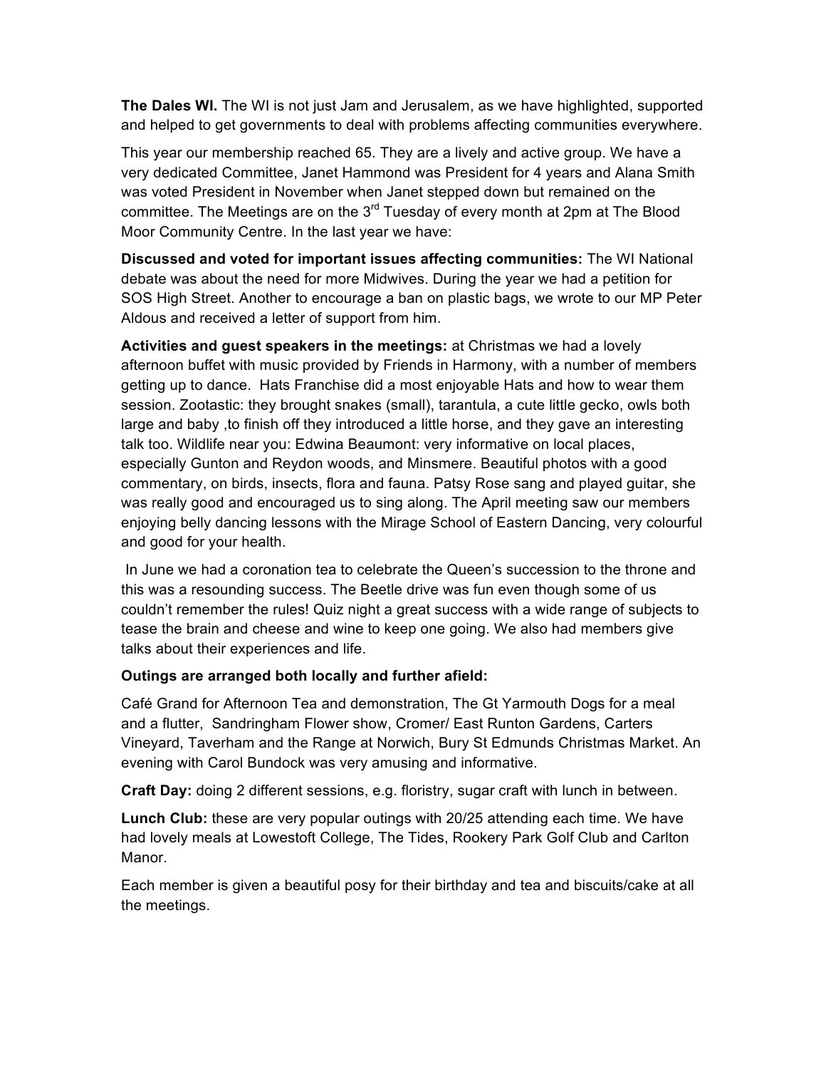**The Dales WI.** The WI is not just Jam and Jerusalem, as we have highlighted, supported and helped to get governments to deal with problems affecting communities everywhere.

This year our membership reached 65. They are a lively and active group. We have a very dedicated Committee, Janet Hammond was President for 4 years and Alana Smith was voted President in November when Janet stepped down but remained on the committee. The Meetings are on the 3rd Tuesday of every month at 2pm at The Blood Moor Community Centre. In the last year we have:

**Discussed and voted for important issues affecting communities:** The WI National debate was about the need for more Midwives. During the year we had a petition for SOS High Street. Another to encourage a ban on plastic bags, we wrote to our MP Peter Aldous and received a letter of support from him.

**Activities and guest speakers in the meetings:** at Christmas we had a lovely afternoon buffet with music provided by Friends in Harmony, with a number of members getting up to dance. Hats Franchise did a most enjoyable Hats and how to wear them session. Zootastic: they brought snakes (small), tarantula, a cute little gecko, owls both large and baby ,to finish off they introduced a little horse, and they gave an interesting talk too. Wildlife near you: Edwina Beaumont: very informative on local places, especially Gunton and Reydon woods, and Minsmere. Beautiful photos with a good commentary, on birds, insects, flora and fauna. Patsy Rose sang and played guitar, she was really good and encouraged us to sing along. The April meeting saw our members enjoying belly dancing lessons with the Mirage School of Eastern Dancing, very colourful and good for your health.

In June we had a coronation tea to celebrate the Queen's succession to the throne and this was a resounding success. The Beetle drive was fun even though some of us couldn't remember the rules! Quiz night a great success with a wide range of subjects to tease the brain and cheese and wine to keep one going. We also had members give talks about their experiences and life.

**Outings are arranged both locally and further afield:**

Café Grand for Afternoon Tea and demonstration, The Gt Yarmouth Dogs for a meal and a flutter, Sandringham Flower show, Cromer/ East Runton Gardens, Carters Vineyard, Taverham and the Range at Norwich, Bury St Edmunds Christmas Market. An evening with Carol Bundock was very amusing and informative.

**Craft Day:** doing 2 different sessions, e.g. floristry, sugar craft with lunch in between.

**Lunch Club:** these are very popular outings with 20/25 attending each time. We have had lovely meals at Lowestoft College, The Tides, Rookery Park Golf Club and Carlton Manor.

Each member is given a beautiful posy for their birthday and tea and biscuits/cake at all the meetings.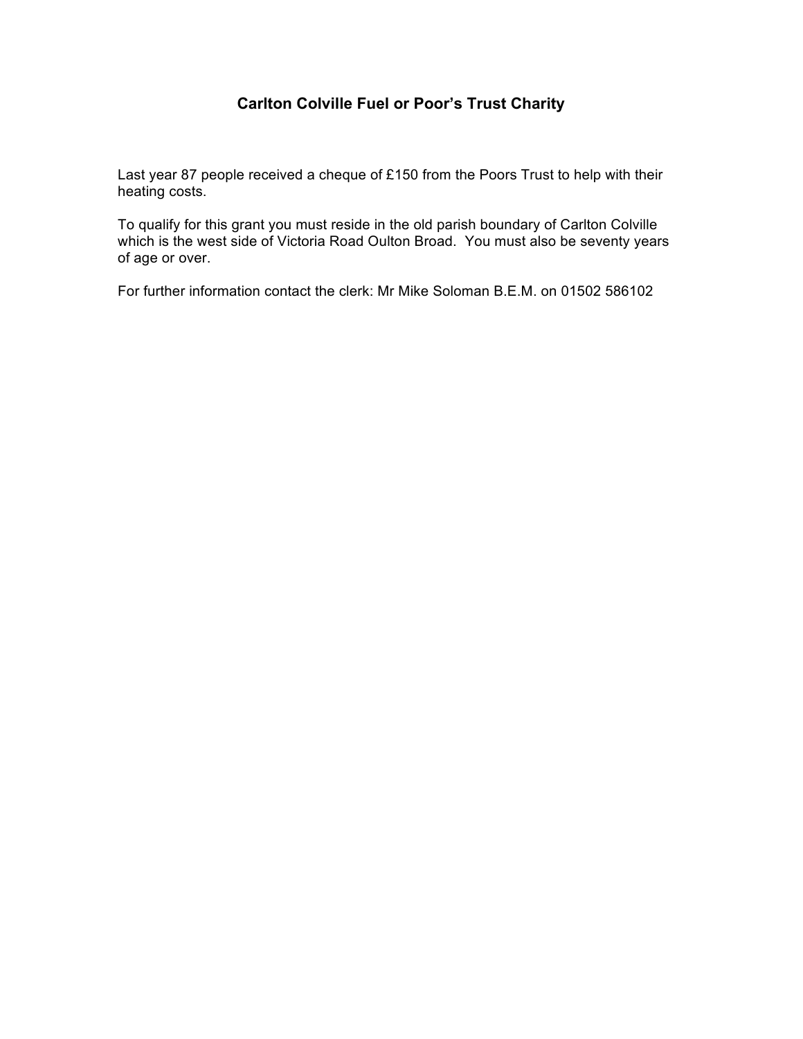## Carlton Colville Fuel or Poor's Trust Charity

Last year 87 people received a cheque of £150 from the Poors Trust to help with their heating costs.

To qualify for this grant you must reside in the old parish boundary of Carlton Colville which is the west side of Victoria Road Oulton Broad. You must also be seventy years of age or over.

For further information contact the clerk: Mr Mike Soloman B.E.M. on 01502 586102